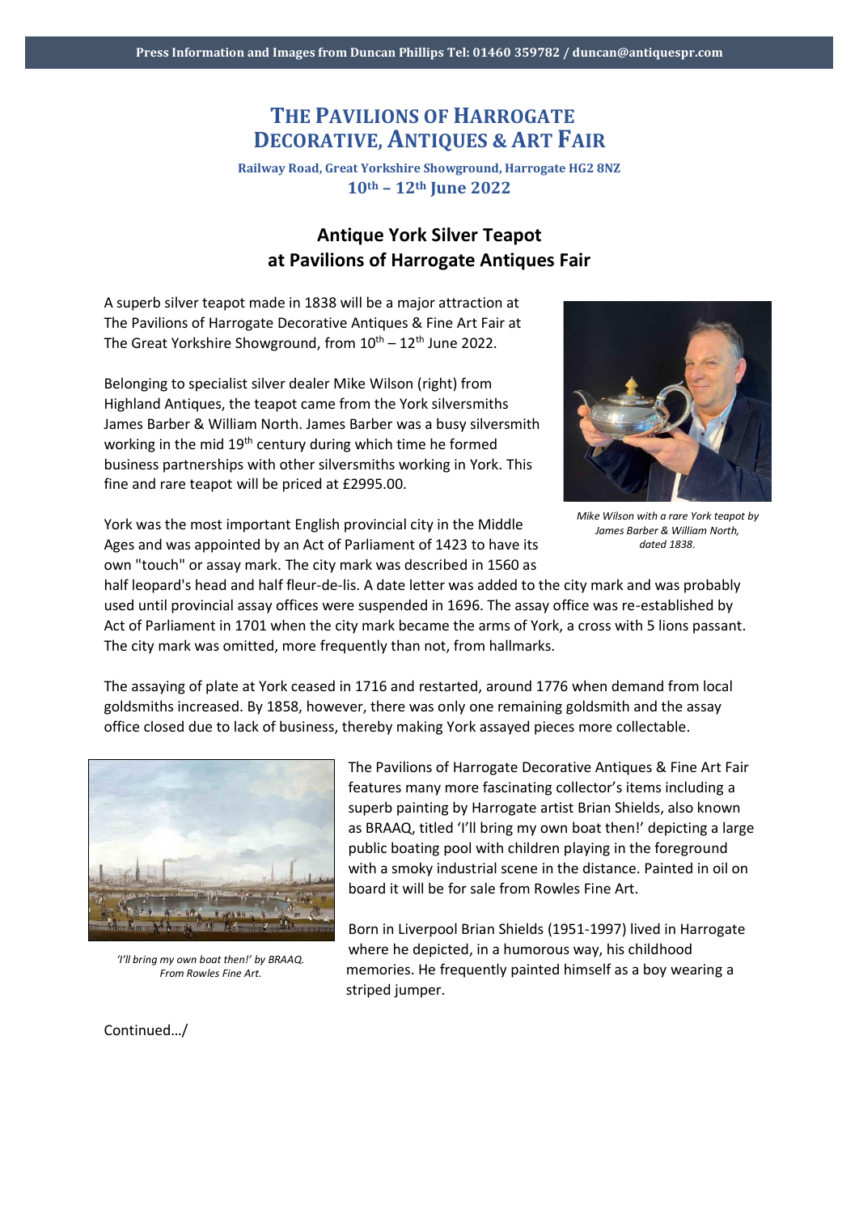# THE PAVILIONS OF HARROGATE DECORATIVE, ANTIQUES & ART FAIR

**Railway Road, Great Yorkshire Showground, Harrogate HG2 8NZ**

**10th – 12th June 2022**

## Antique York Silver Teapot at Pavilions of Harrogate Antiques Fair

A superb silver teapot made in 1838 will be a major attraction at The Pavilions of Harrogate Decorative Antiques & Fine Art Fair at The Great Yorkshire Showground, from 10th – 12th June 2022.

Belonging to specialist silver dealer Mike Wilson (right) from Highland Antiques, the teapot came from the York silversmiths James Barber & William North. James Barber was a busy silversmith working in the mid 19th century during which time he formed business partnerships with other silversmiths working in York. This fine and rare teapot will be priced at £2995.00.

*Mike Wilson with a rare York teapot by James Barber & William North, dated 1838.*

York was the most important English provincial city in the Middle Ages and was appointed by an Act of Parliament of 1423 to have its own "touch" or assay mark. The city mark was described in 1560 as half leopard's head and half fleur-de-lis. A date letter was added to the city mark and was probably used until provincial assay offices were suspended in 1696. The assay office was re-established by Act of Parliament in 1701 when the city mark became the arms of York, a cross with 5 lions passant. The city mark was omitted, more frequently than not, from hallmarks.

The assaying of plate at York ceased in 1716 and restarted, around 1776 when demand from local goldsmiths increased. By 1858, however, there was only one remaining goldsmith and the assay office closed due to lack of business, thereby making York assayed pieces more collectable.

The Pavilions of Harrogate Decorative Antiques & Fine Art Fair features many more fascinating collector's items including a superb painting by Harrogate artist Brian Shields, also known as BRAAQ, titled 'I'll bring my own boat then!' depicting a large public boating pool with children playing in the foreground with a smoky industrial scene in the distance. Painted in oil on board it will be for sale from Rowles Fine Art.

*'I'll bring my own boat then!' by BRAAQ. From Rowles Fine Art.*

Born in Liverpool Brian Shields (1951-1997) lived in Harrogate where he depicted, in a humorous way, his childhood memories. He frequently painted himself as a boy wearing a striped jumper.

Continued…/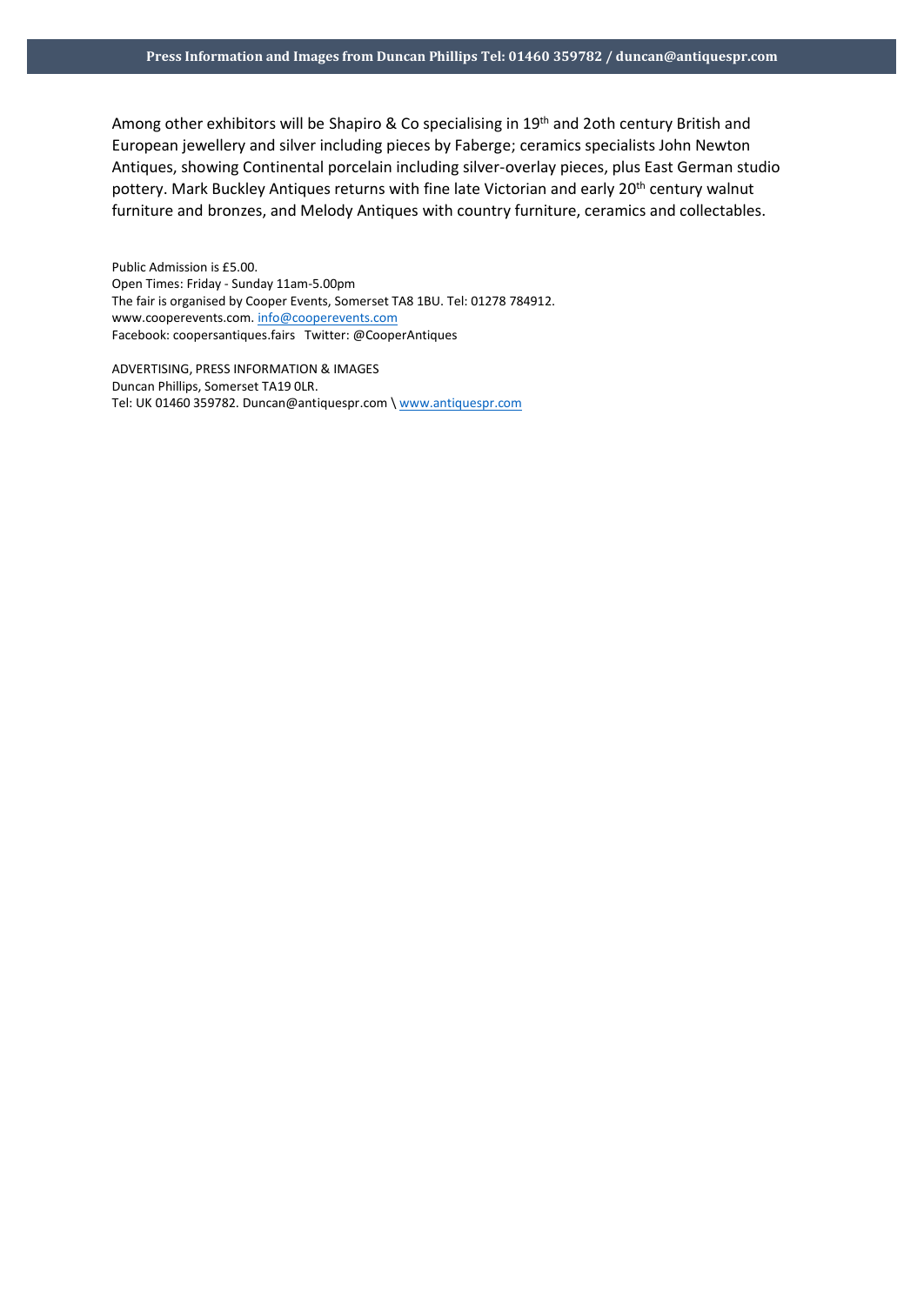Among other exhibitors will be Shapiro & Co specialising in 19th and 2oth century British and European jewellery and silver including pieces by Faberge; ceramics specialists John Newton Antiques, showing Continental porcelain including silver-overlay pieces, plus East German studio pottery. Mark Buckley Antiques returns with fine late Victorian and early 20th century walnut furniture and bronzes, and Melody Antiques with country furniture, ceramics and collectables.

Public Admission is £5.00.
Open Times: Friday - Sunday 11am-5.00pm
The fair is organised by Cooper Events, Somerset TA8 1BU. Tel: 01278 784912.
www.cooperevents.com. info@cooperevents.com
Facebook: coopersantiques.fairs Twitter: @CooperAntiques

ADVERTISING, PRESS INFORMATION & IMAGES
Duncan Phillips, Somerset TA19 0LR.
Tel: UK 01460 359782. Duncan@antiquespr.com \ www.antiquespr.com